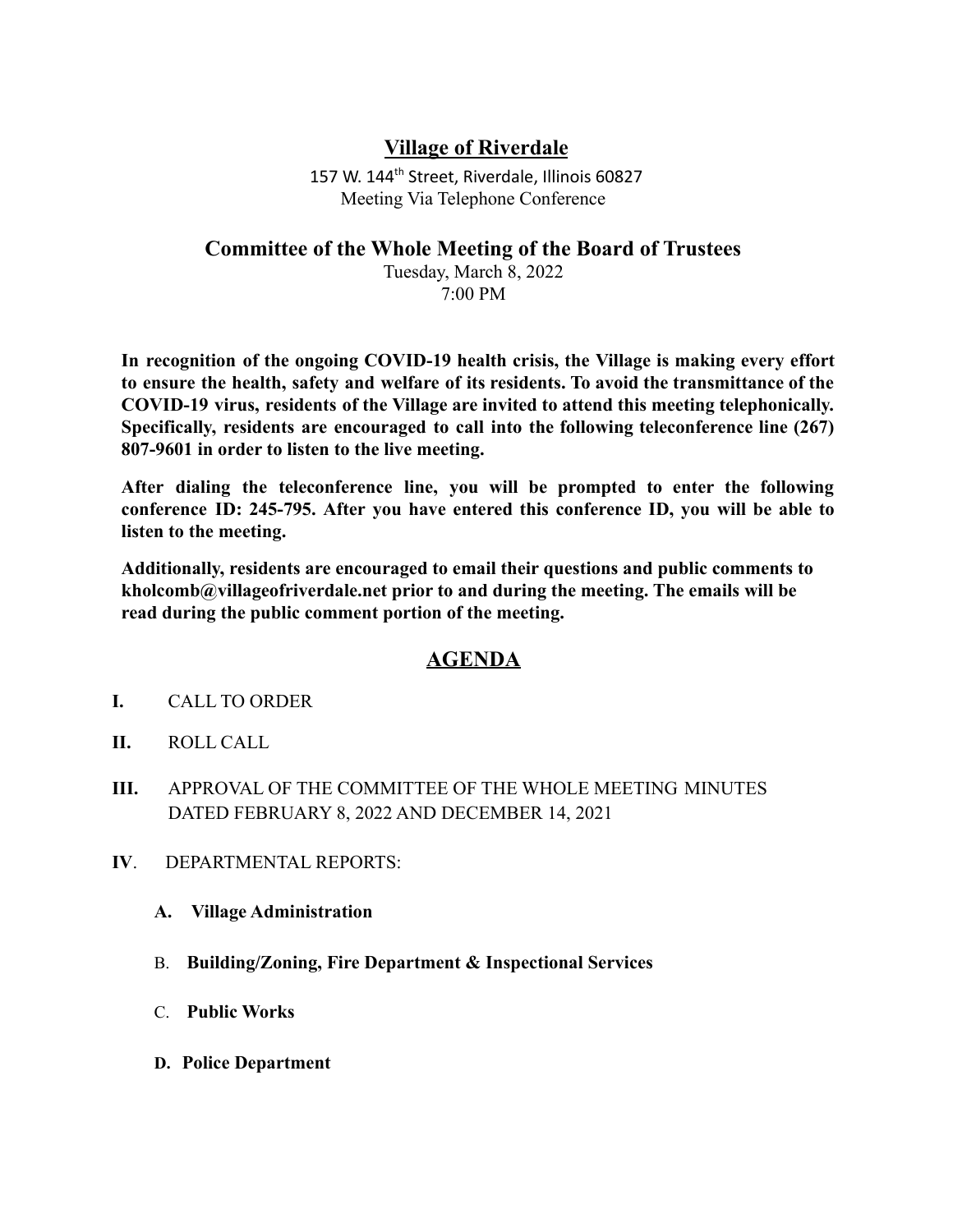# Village of Riverdale

157 W. 144th Street, Riverdale, Illinois 60827
Meeting Via Telephone Conference

## Committee of the Whole Meeting of the Board of Trustees

Tuesday, March 8, 2022
7:00 PM

**In recognition of the ongoing COVID-19 health crisis, the Village is making every effort to ensure the health, safety and welfare of its residents. To avoid the transmittance of the COVID-19 virus, residents of the Village are invited to attend this meeting telephonically. Specifically, residents are encouraged to call into the following teleconference line (267) 807-9601 in order to listen to the live meeting.**

**After dialing the teleconference line, you will be prompted to enter the following conference ID: 245-795. After you have entered this conference ID, you will be able to listen to the meeting.**

**Additionally, residents are encouraged to email their questions and public comments to kholcomb@villageofriverdale.net prior to and during the meeting. The emails will be read during the public comment portion of the meeting.**

## AGENDA

**I.** CALL TO ORDER

**II.** ROLL CALL

**III.** APPROVAL OF THE COMMITTEE OF THE WHOLE MEETING MINUTES DATED FEBRUARY 8, 2022 AND DECEMBER 14, 2021

**IV**. DEPARTMENTAL REPORTS:

- **A. Village Administration**
- B. **Building/Zoning, Fire Department & Inspectional Services**
- C. **Public Works**
- **D. Police Department**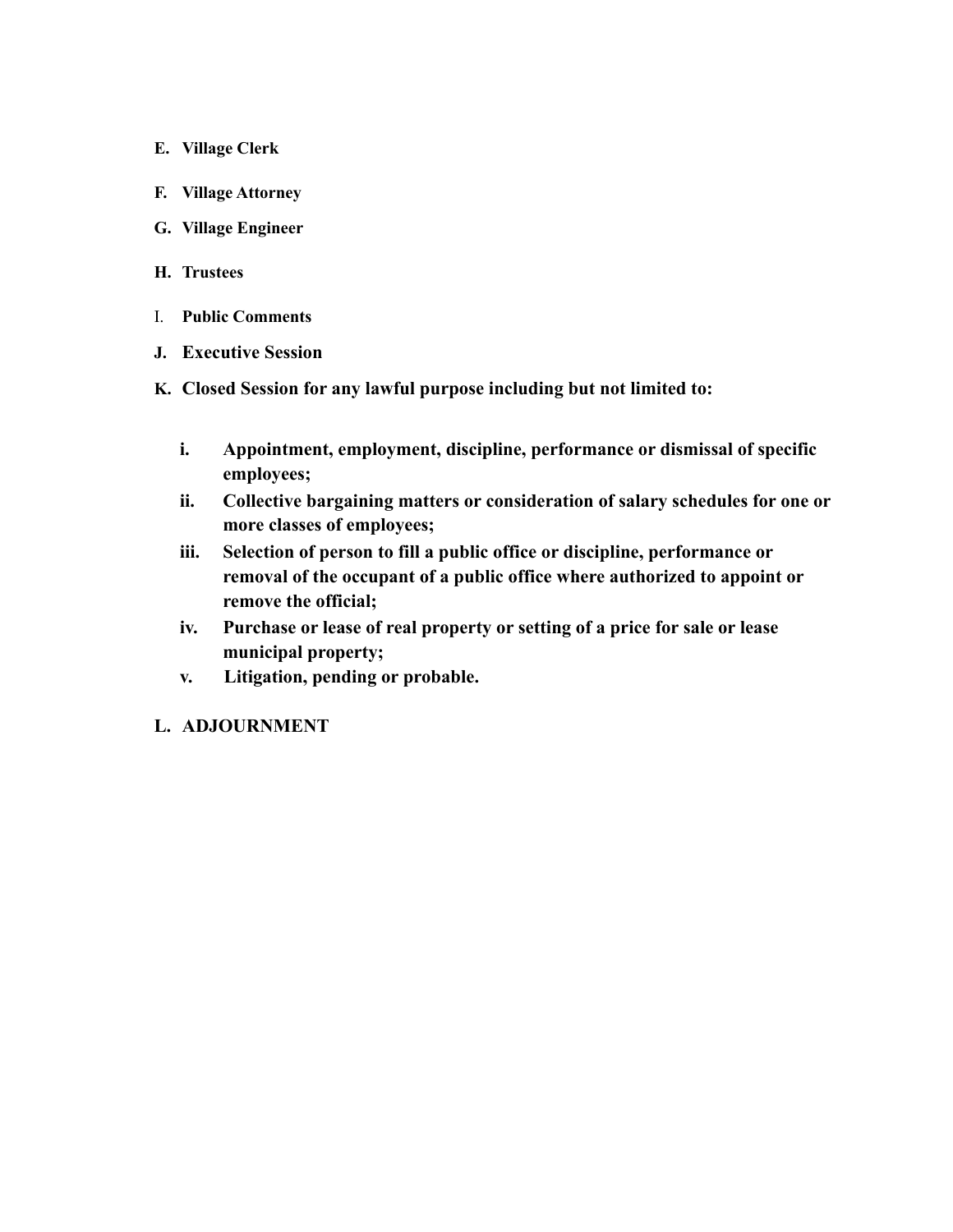**E. Village Clerk**

**F. Village Attorney**

**G. Village Engineer**

**H. Trustees**

I. **Public Comments**

**J. Executive Session**

**K. Closed Session for any lawful purpose including but not limited to:**

  **i. Appointment, employment, discipline, performance or dismissal of specific employees;**

  **ii. Collective bargaining matters or consideration of salary schedules for one or more classes of employees;**

  **iii. Selection of person to fill a public office or discipline, performance or removal of the occupant of a public office where authorized to appoint or remove the official;**

  **iv. Purchase or lease of real property or setting of a price for sale or lease municipal property;**

  **v. Litigation, pending or probable.**

**L. ADJOURNMENT**